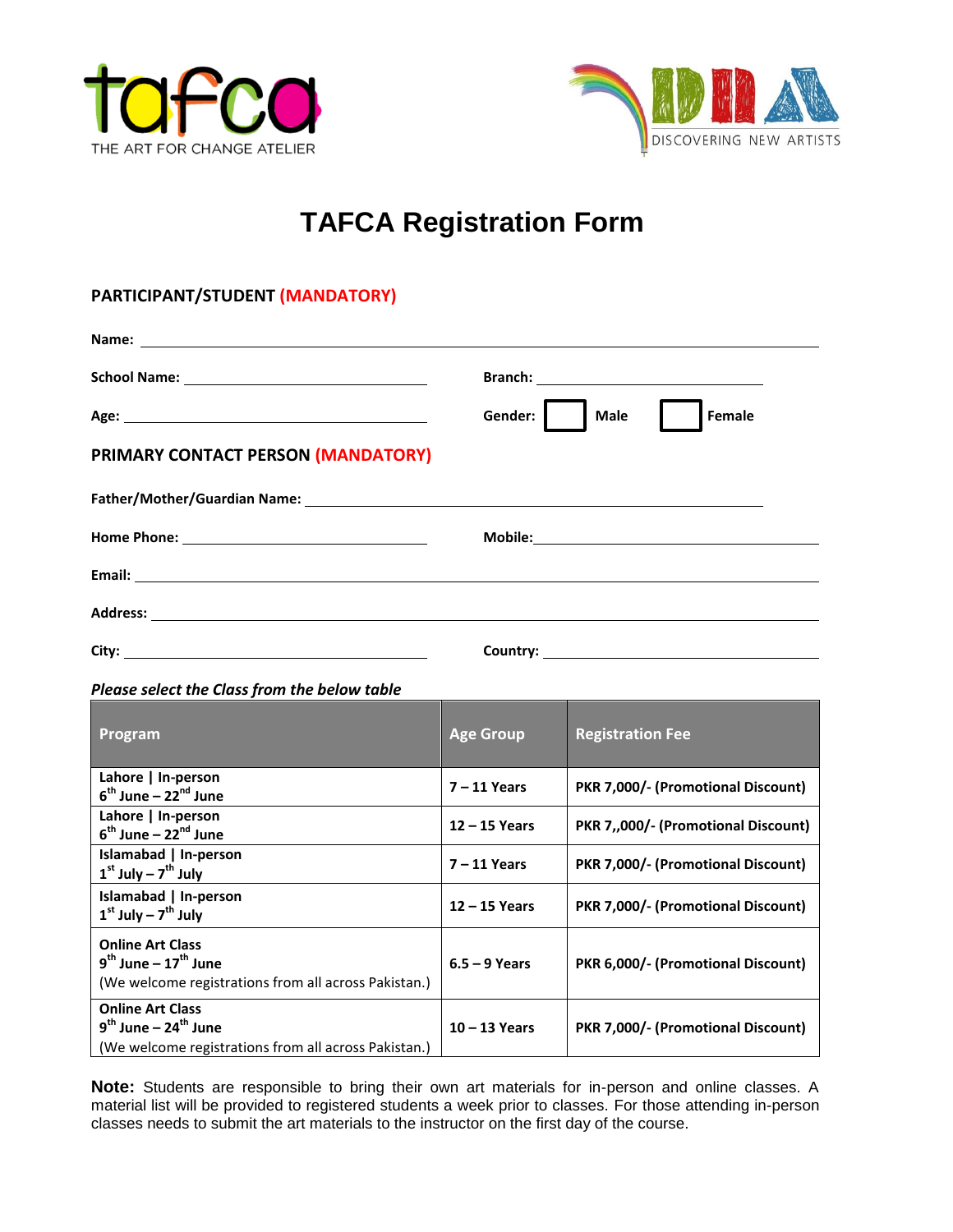tafca
THE ART FOR CHANGE ATELIER

IDIA
DISCOVERING NEW ARTISTS

# TAFCA Registration Form

## PARTICIPANT/STUDENT (MANDATORY)

**Name:** ______________________________________________

**School Name:** ____________________ **Branch:** ____________________

**Age:** ____________________ **Gender:** ☐ **Male** ☐ **Female**

## PRIMARY CONTACT PERSON (MANDATORY)

**Father/Mother/Guardian Name:** ______________________________________________

**Home Phone:** ____________________ **Mobile:** ____________________

**Email:** ______________________________________________

**Address:** ______________________________________________

**City:** ____________________ **Country:** ____________________

***Please select the Class from the below table***

| Program | Age Group | Registration Fee |
|---|---|---|
| **Lahore \| In-person**<br>**6th June – 22nd June** | **7 – 11 Years** | **PKR 7,000/- (Promotional Discount)** |
| **Lahore \| In-person**<br>**6th June – 22nd June** | **12 – 15 Years** | **PKR 7,,000/- (Promotional Discount)** |
| **Islamabad \| In-person**<br>**1st July – 7th July** | **7 – 11 Years** | **PKR 7,000/- (Promotional Discount)** |
| **Islamabad \| In-person**<br>**1st July – 7th July** | **12 – 15 Years** | **PKR 7,000/- (Promotional Discount)** |
| **Online Art Class**<br>**9th June – 17th June**<br>(We welcome registrations from all across Pakistan.) | **6.5 – 9 Years** | **PKR 6,000/- (Promotional Discount)** |
| **Online Art Class**<br>**9th June – 24th June**<br>(We welcome registrations from all across Pakistan.) | **10 – 13 Years** | **PKR 7,000/- (Promotional Discount)** |

**Note:** Students are responsible to bring their own art materials for in-person and online classes. A material list will be provided to registered students a week prior to classes. For those attending in-person classes needs to submit the art materials to the instructor on the first day of the course.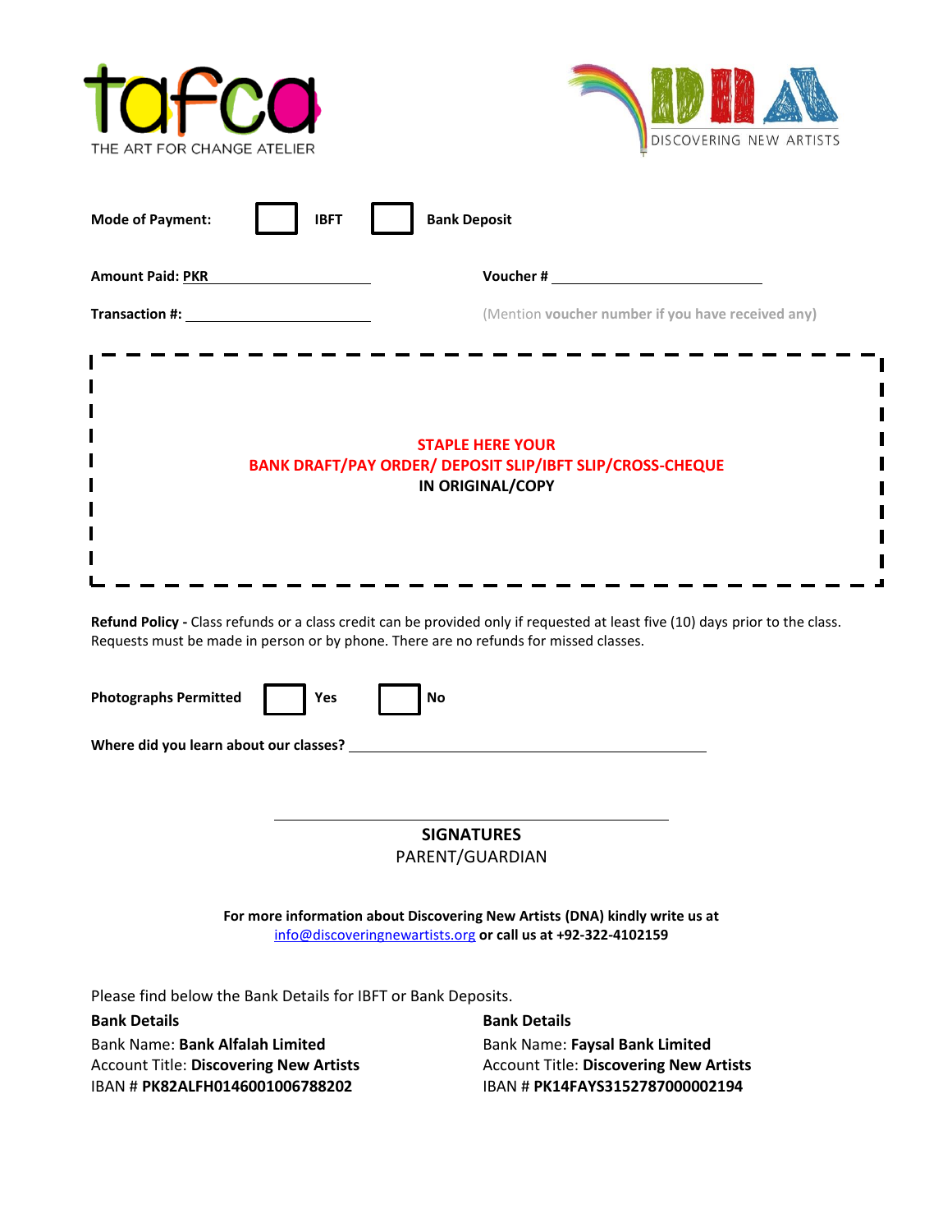tafca
THE ART FOR CHANGE ATELIER

DNA
DISCOVERING NEW ARTISTS

**Mode of Payment:** ☐ **IBFT** ☐ **Bank Deposit**

**Amount Paid: PKR** ______________________ **Voucher #** ______________________

**Transaction #:** ______________________ (Mention **voucher number if you have received any)**

**STAPLE HERE YOUR**
**BANK DRAFT/PAY ORDER/ DEPOSIT SLIP/IBFT SLIP/CROSS-CHEQUE**
**IN ORIGINAL/COPY**

**Refund Policy -** Class refunds or a class credit can be provided only if requested at least five (10) days prior to the class. Requests must be made in person or by phone. There are no refunds for missed classes.

**Photographs Permitted** ☐ **Yes** ☐ **No**

**Where did you learn about our classes?** ______________________________________

______________________________________
**SIGNATURES**
PARENT/GUARDIAN

**For more information about Discovering New Artists (DNA) kindly write us at** info@discoveringnewartists.org **or call us at +92-322-4102159**

Please find below the Bank Details for IBFT or Bank Deposits.

**Bank Details**
Bank Name: **Bank Alfalah Limited**
Account Title: **Discovering New Artists**
IBAN # **PK82ALFH0146001006788202**

**Bank Details**
Bank Name: **Faysal Bank Limited**
Account Title: **Discovering New Artists**
IBAN # **PK14FAYS3152787000002194**